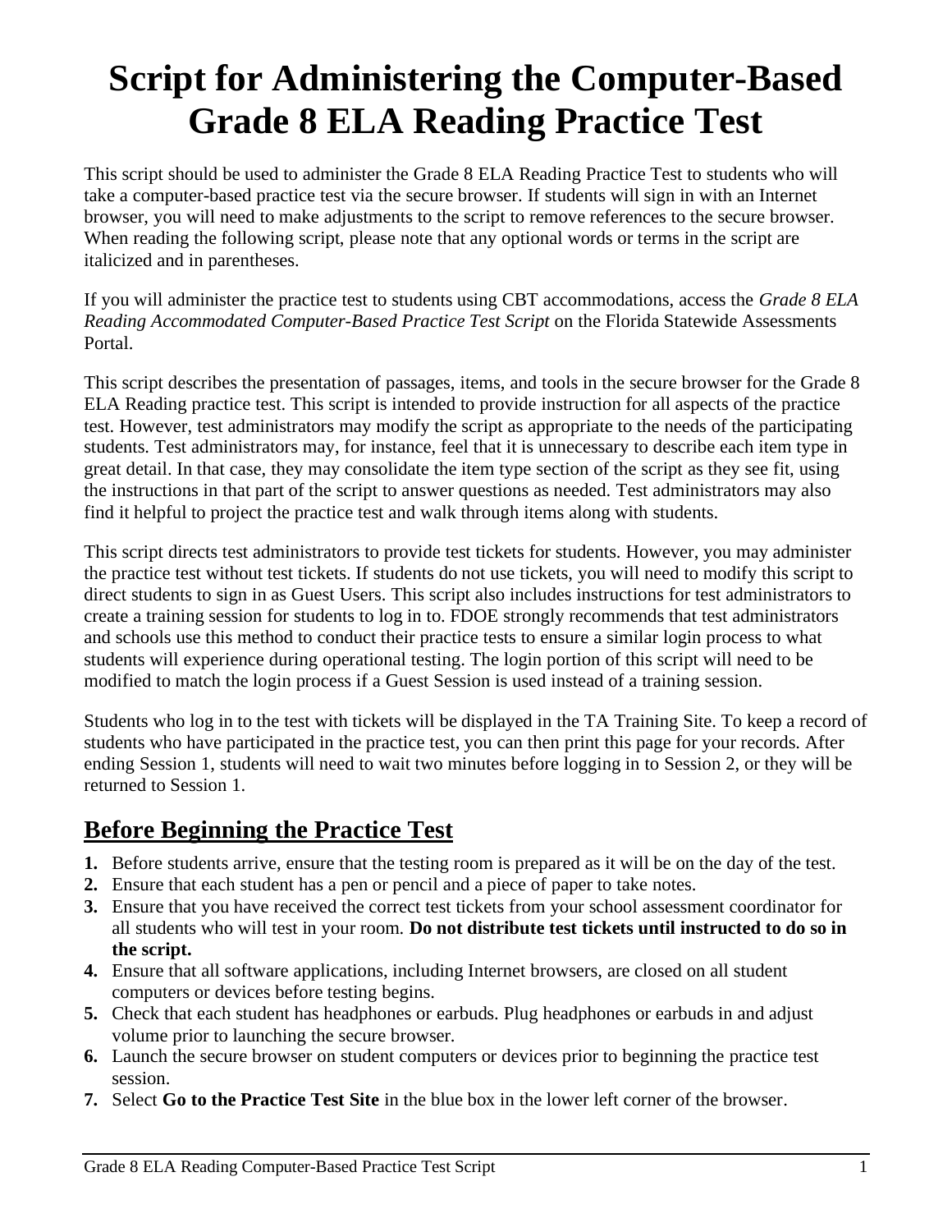# Script for Administering the Computer-Based Grade 8 ELA Reading Practice Test

This script should be used to administer the Grade 8 ELA Reading Practice Test to students who will take a computer-based practice test via the secure browser. If students will sign in with an Internet browser, you will need to make adjustments to the script to remove references to the secure browser. When reading the following script, please note that any optional words or terms in the script are italicized and in parentheses.

If you will administer the practice test to students using CBT accommodations, access the *Grade 8 ELA Reading Accommodated Computer-Based Practice Test Script* on the Florida Statewide Assessments Portal.

This script describes the presentation of passages, items, and tools in the secure browser for the Grade 8 ELA Reading practice test. This script is intended to provide instruction for all aspects of the practice test. However, test administrators may modify the script as appropriate to the needs of the participating students. Test administrators may, for instance, feel that it is unnecessary to describe each item type in great detail. In that case, they may consolidate the item type section of the script as they see fit, using the instructions in that part of the script to answer questions as needed. Test administrators may also find it helpful to project the practice test and walk through items along with students.

This script directs test administrators to provide test tickets for students. However, you may administer the practice test without test tickets. If students do not use tickets, you will need to modify this script to direct students to sign in as Guest Users. This script also includes instructions for test administrators to create a training session for students to log in to. FDOE strongly recommends that test administrators and schools use this method to conduct their practice tests to ensure a similar login process to what students will experience during operational testing. The login portion of this script will need to be modified to match the login process if a Guest Session is used instead of a training session.

Students who log in to the test with tickets will be displayed in the TA Training Site. To keep a record of students who have participated in the practice test, you can then print this page for your records. After ending Session 1, students will need to wait two minutes before logging in to Session 2, or they will be returned to Session 1.

## Before Beginning the Practice Test

1. Before students arrive, ensure that the testing room is prepared as it will be on the day of the test.
2. Ensure that each student has a pen or pencil and a piece of paper to take notes.
3. Ensure that you have received the correct test tickets from your school assessment coordinator for all students who will test in your room. **Do not distribute test tickets until instructed to do so in the script.**
4. Ensure that all software applications, including Internet browsers, are closed on all student computers or devices before testing begins.
5. Check that each student has headphones or earbuds. Plug headphones or earbuds in and adjust volume prior to launching the secure browser.
6. Launch the secure browser on student computers or devices prior to beginning the practice test session.
7. Select **Go to the Practice Test Site** in the blue box in the lower left corner of the browser.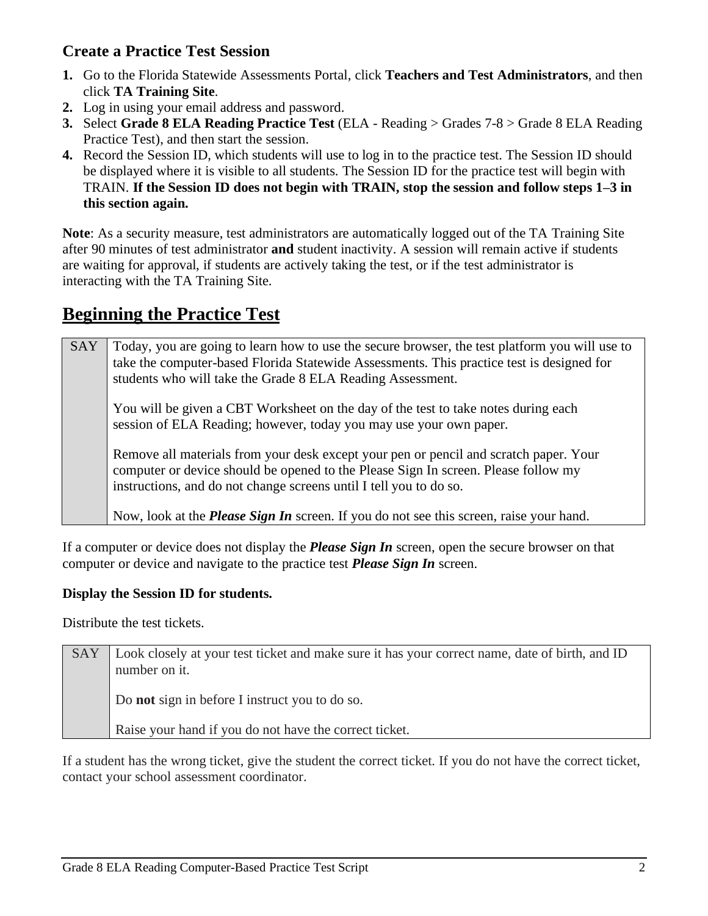### Create a Practice Test Session

1. Go to the Florida Statewide Assessments Portal, click **Teachers and Test Administrators**, and then click **TA Training Site**.
2. Log in using your email address and password.
3. Select **Grade 8 ELA Reading Practice Test** (ELA - Reading > Grades 7-8 > Grade 8 ELA Reading Practice Test), and then start the session.
4. Record the Session ID, which students will use to log in to the practice test. The Session ID should be displayed where it is visible to all students. The Session ID for the practice test will begin with TRAIN. **If the Session ID does not begin with TRAIN, stop the session and follow steps 1–3 in this section again.**

**Note**: As a security measure, test administrators are automatically logged out of the TA Training Site after 90 minutes of test administrator **and** student inactivity. A session will remain active if students are waiting for approval, if students are actively taking the test, or if the test administrator is interacting with the TA Training Site.

## Beginning the Practice Test

| SAY | Today, you are going to learn how to use the secure browser, the test platform you will use to take the computer-based Florida Statewide Assessments. This practice test is designed for students who will take the Grade 8 ELA Reading Assessment.<br><br>You will be given a CBT Worksheet on the day of the test to take notes during each session of ELA Reading; however, today you may use your own paper.<br><br>Remove all materials from your desk except your pen or pencil and scratch paper. Your computer or device should be opened to the Please Sign In screen. Please follow my instructions, and do not change screens until I tell you to do so.<br><br>Now, look at the ***Please Sign In*** screen. If you do not see this screen, raise your hand. |
|---|---|

If a computer or device does not display the ***Please Sign In*** screen, open the secure browser on that computer or device and navigate to the practice test ***Please Sign In*** screen.

**Display the Session ID for students.**

Distribute the test tickets.

| SAY | Look closely at your test ticket and make sure it has your correct name, date of birth, and ID number on it.<br><br>Do **not** sign in before I instruct you to do so.<br><br>Raise your hand if you do not have the correct ticket. |
|---|---|

If a student has the wrong ticket, give the student the correct ticket. If you do not have the correct ticket, contact your school assessment coordinator.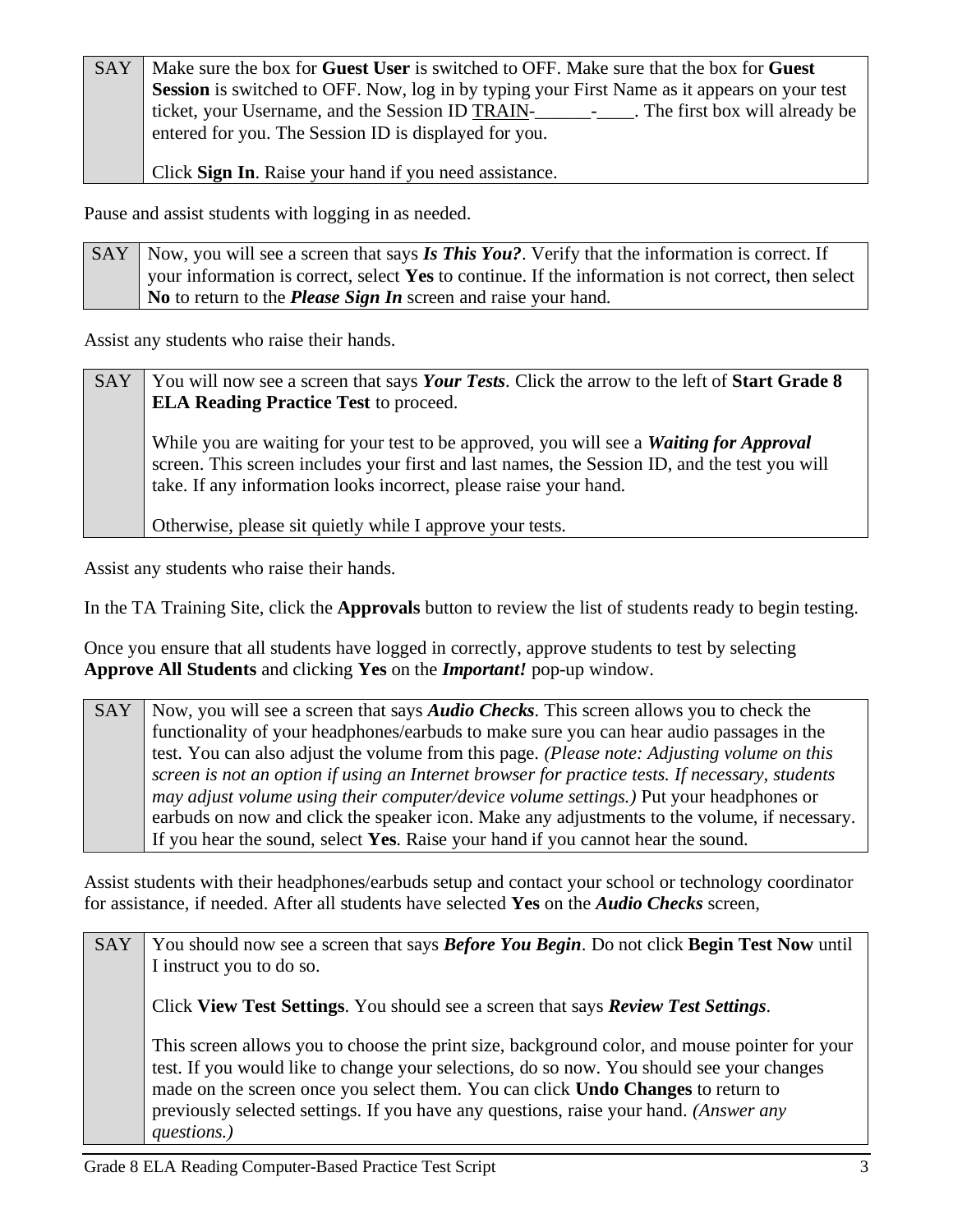| SAY | Make sure the box for **Guest User** is switched to OFF. Make sure that the box for **Guest Session** is switched to OFF. Now, log in by typing your First Name as it appears on your test ticket, your Username, and the Session ID TRAIN-______-____. The first box will already be entered for you. The Session ID is displayed for you.<br><br>Click **Sign In**. Raise your hand if you need assistance. |
|---|---|

Pause and assist students with logging in as needed.

| SAY | Now, you will see a screen that says ***Is This You?***. Verify that the information is correct. If your information is correct, select **Yes** to continue. If the information is not correct, then select **No** to return to the ***Please Sign In*** screen and raise your hand. |
|---|---|

Assist any students who raise their hands.

| SAY | You will now see a screen that says ***Your Tests***. Click the arrow to the left of **Start Grade 8 ELA Reading Practice Test** to proceed.<br><br>While you are waiting for your test to be approved, you will see a ***Waiting for Approval*** screen. This screen includes your first and last names, the Session ID, and the test you will take. If any information looks incorrect, please raise your hand.<br><br>Otherwise, please sit quietly while I approve your tests. |
|---|---|

Assist any students who raise their hands.

In the TA Training Site, click the **Approvals** button to review the list of students ready to begin testing.

Once you ensure that all students have logged in correctly, approve students to test by selecting **Approve All Students** and clicking **Yes** on the ***Important!*** pop-up window.

| SAY | Now, you will see a screen that says ***Audio Checks***. This screen allows you to check the functionality of your headphones/earbuds to make sure you can hear audio passages in the test. You can also adjust the volume from this page. *(Please note: Adjusting volume on this screen is not an option if using an Internet browser for practice tests. If necessary, students may adjust volume using their computer/device volume settings.)* Put your headphones or earbuds on now and click the speaker icon. Make any adjustments to the volume, if necessary. If you hear the sound, select **Yes**. Raise your hand if you cannot hear the sound. |
|---|---|

Assist students with their headphones/earbuds setup and contact your school or technology coordinator for assistance, if needed. After all students have selected **Yes** on the ***Audio Checks*** screen,

| SAY | You should now see a screen that says ***Before You Begin***. Do not click **Begin Test Now** until I instruct you to do so.<br><br>Click **View Test Settings**. You should see a screen that says ***Review Test Settings***.<br><br>This screen allows you to choose the print size, background color, and mouse pointer for your test. If you would like to change your selections, do so now. You should see your changes made on the screen once you select them. You can click **Undo Changes** to return to previously selected settings. If you have any questions, raise your hand. *(Answer any questions.)* |
|---|---|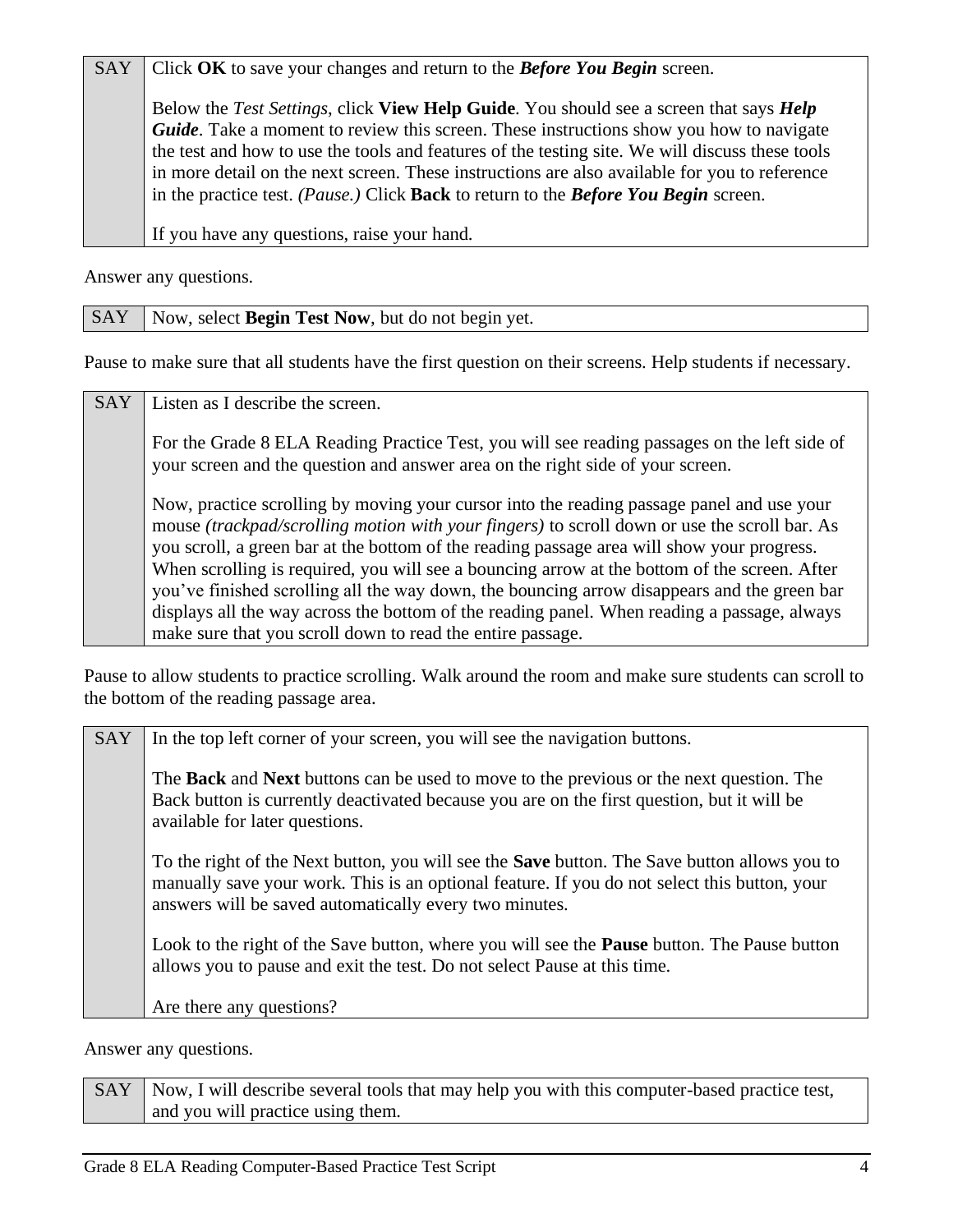| SAY | Click **OK** to save your changes and return to the ***Before You Begin*** screen.<br><br>Below the *Test Settings*, click **View Help Guide**. You should see a screen that says ***Help Guide***. Take a moment to review this screen. These instructions show you how to navigate the test and how to use the tools and features of the testing site. We will discuss these tools in more detail on the next screen. These instructions are also available for you to reference in the practice test. *(Pause.)* Click **Back** to return to the ***Before You Begin*** screen.<br><br>If you have any questions, raise your hand. |
| --- | --- |

Answer any questions.

| SAY | Now, select **Begin Test Now**, but do not begin yet. |
| --- | --- |

Pause to make sure that all students have the first question on their screens. Help students if necessary.

| SAY | Listen as I describe the screen.<br><br>For the Grade 8 ELA Reading Practice Test, you will see reading passages on the left side of your screen and the question and answer area on the right side of your screen.<br><br>Now, practice scrolling by moving your cursor into the reading passage panel and use your mouse *(trackpad/scrolling motion with your fingers)* to scroll down or use the scroll bar. As you scroll, a green bar at the bottom of the reading passage area will show your progress. When scrolling is required, you will see a bouncing arrow at the bottom of the screen. After you've finished scrolling all the way down, the bouncing arrow disappears and the green bar displays all the way across the bottom of the reading panel. When reading a passage, always make sure that you scroll down to read the entire passage. |
| --- | --- |

Pause to allow students to practice scrolling. Walk around the room and make sure students can scroll to the bottom of the reading passage area.

| SAY | In the top left corner of your screen, you will see the navigation buttons.<br><br>The **Back** and **Next** buttons can be used to move to the previous or the next question. The Back button is currently deactivated because you are on the first question, but it will be available for later questions.<br><br>To the right of the Next button, you will see the **Save** button. The Save button allows you to manually save your work. This is an optional feature. If you do not select this button, your answers will be saved automatically every two minutes.<br><br>Look to the right of the Save button, where you will see the **Pause** button. The Pause button allows you to pause and exit the test. Do not select Pause at this time.<br><br>Are there any questions? |
| --- | --- |

Answer any questions.

| SAY | Now, I will describe several tools that may help you with this computer-based practice test, and you will practice using them. |
| --- | --- |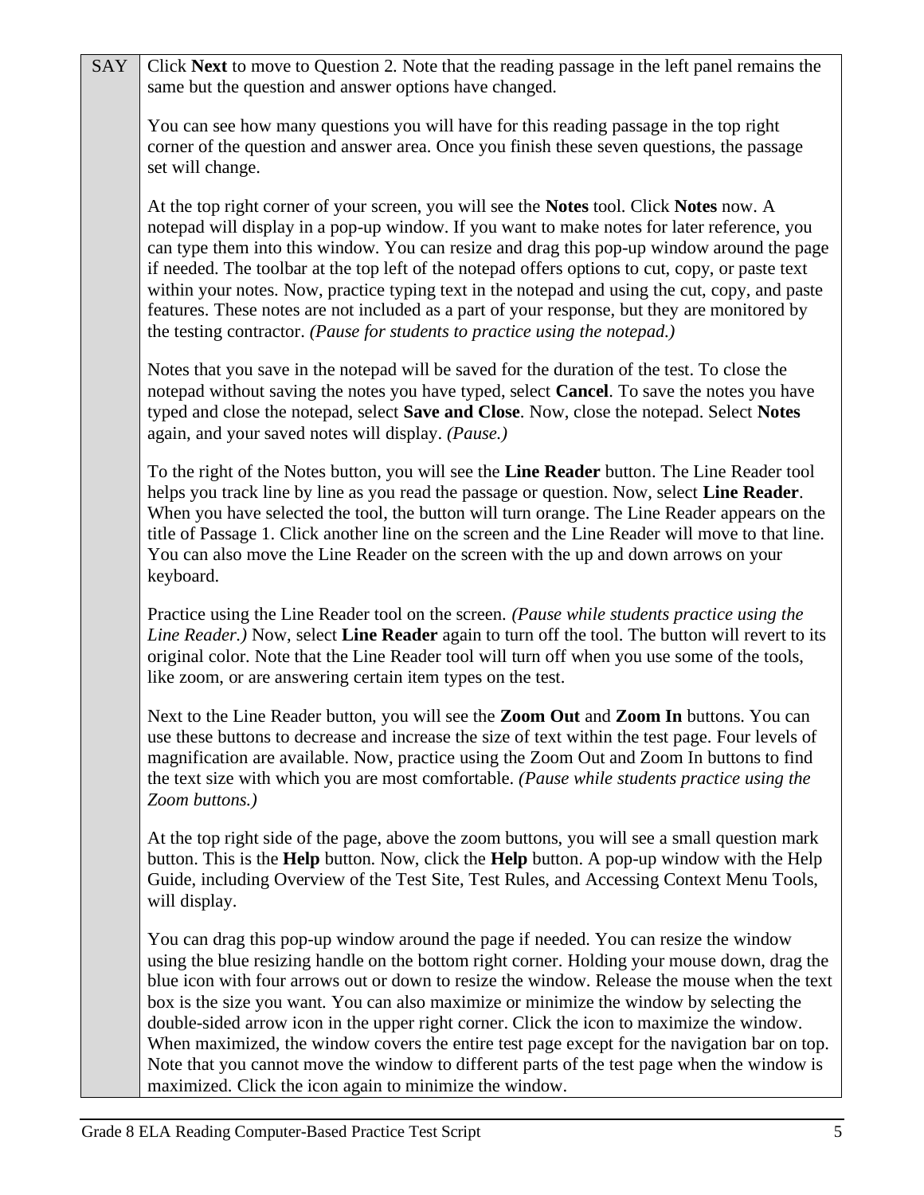| SAY | Click **Next** to move to Question 2. Note that the reading passage in the left panel remains the same but the question and answer options have changed.<br><br>You can see how many questions you will have for this reading passage in the top right corner of the question and answer area. Once you finish these seven questions, the passage set will change.<br><br>At the top right corner of your screen, you will see the **Notes** tool. Click **Notes** now. A notepad will display in a pop-up window. If you want to make notes for later reference, you can type them into this window. You can resize and drag this pop-up window around the page if needed. The toolbar at the top left of the notepad offers options to cut, copy, or paste text within your notes. Now, practice typing text in the notepad and using the cut, copy, and paste features. These notes are not included as a part of your response, but they are monitored by the testing contractor. *(Pause for students to practice using the notepad.)*<br><br>Notes that you save in the notepad will be saved for the duration of the test. To close the notepad without saving the notes you have typed, select **Cancel**. To save the notes you have typed and close the notepad, select **Save and Close**. Now, close the notepad. Select **Notes** again, and your saved notes will display. *(Pause.)*<br><br>To the right of the Notes button, you will see the **Line Reader** button. The Line Reader tool helps you track line by line as you read the passage or question. Now, select **Line Reader**. When you have selected the tool, the button will turn orange. The Line Reader appears on the title of Passage 1. Click another line on the screen and the Line Reader will move to that line. You can also move the Line Reader on the screen with the up and down arrows on your keyboard.<br><br>Practice using the Line Reader tool on the screen. *(Pause while students practice using the Line Reader.)* Now, select **Line Reader** again to turn off the tool. The button will revert to its original color. Note that the Line Reader tool will turn off when you use some of the tools, like zoom, or are answering certain item types on the test.<br><br>Next to the Line Reader button, you will see the **Zoom Out** and **Zoom In** buttons. You can use these buttons to decrease and increase the size of text within the test page. Four levels of magnification are available. Now, practice using the Zoom Out and Zoom In buttons to find the text size with which you are most comfortable. *(Pause while students practice using the Zoom buttons.)*<br><br>At the top right side of the page, above the zoom buttons, you will see a small question mark button. This is the **Help** button. Now, click the **Help** button. A pop-up window with the Help Guide, including Overview of the Test Site, Test Rules, and Accessing Context Menu Tools, will display.<br><br>You can drag this pop-up window around the page if needed. You can resize the window using the blue resizing handle on the bottom right corner. Holding your mouse down, drag the blue icon with four arrows out or down to resize the window. Release the mouse when the text box is the size you want. You can also maximize or minimize the window by selecting the double-sided arrow icon in the upper right corner. Click the icon to maximize the window. When maximized, the window covers the entire test page except for the navigation bar on top. Note that you cannot move the window to different parts of the test page when the window is maximized. Click the icon again to minimize the window. |
|---|---|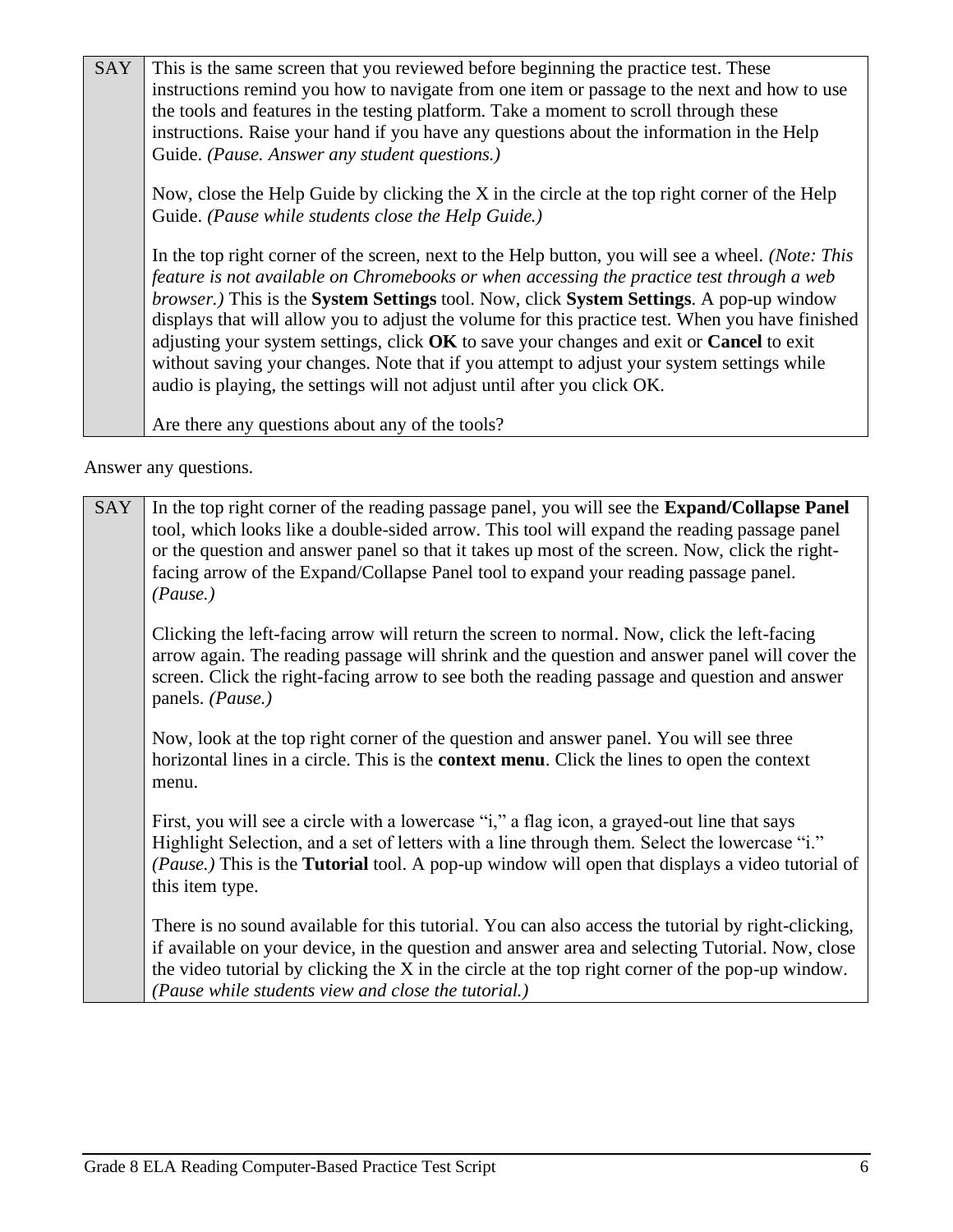| SAY | This is the same screen that you reviewed before beginning the practice test. These instructions remind you how to navigate from one item or passage to the next and how to use the tools and features in the testing platform. Take a moment to scroll through these instructions. Raise your hand if you have any questions about the information in the Help Guide. *(Pause. Answer any student questions.)*<br><br>Now, close the Help Guide by clicking the X in the circle at the top right corner of the Help Guide. *(Pause while students close the Help Guide.)*<br><br>In the top right corner of the screen, next to the Help button, you will see a wheel. *(Note: This feature is not available on Chromebooks or when accessing the practice test through a web browser.)* This is the **System Settings** tool. Now, click **System Settings**. A pop-up window displays that will allow you to adjust the volume for this practice test. When you have finished adjusting your system settings, click **OK** to save your changes and exit or **Cancel** to exit without saving your changes. Note that if you attempt to adjust your system settings while audio is playing, the settings will not adjust until after you click OK.<br><br>Are there any questions about any of the tools? |
|---|---|

Answer any questions.

| SAY | In the top right corner of the reading passage panel, you will see the **Expand/Collapse Panel** tool, which looks like a double-sided arrow. This tool will expand the reading passage panel or the question and answer panel so that it takes up most of the screen. Now, click the right-facing arrow of the Expand/Collapse Panel tool to expand your reading passage panel. *(Pause.)*<br><br>Clicking the left-facing arrow will return the screen to normal. Now, click the left-facing arrow again. The reading passage will shrink and the question and answer panel will cover the screen. Click the right-facing arrow to see both the reading passage and question and answer panels. *(Pause.)*<br><br>Now, look at the top right corner of the question and answer panel. You will see three horizontal lines in a circle. This is the **context menu**. Click the lines to open the context menu.<br><br>First, you will see a circle with a lowercase "i," a flag icon, a grayed-out line that says Highlight Selection, and a set of letters with a line through them. Select the lowercase "i." *(Pause.)* This is the **Tutorial** tool. A pop-up window will open that displays a video tutorial of this item type.<br><br>There is no sound available for this tutorial. You can also access the tutorial by right-clicking, if available on your device, in the question and answer area and selecting Tutorial. Now, close the video tutorial by clicking the X in the circle at the top right corner of the pop-up window. *(Pause while students view and close the tutorial.)* |
|---|---|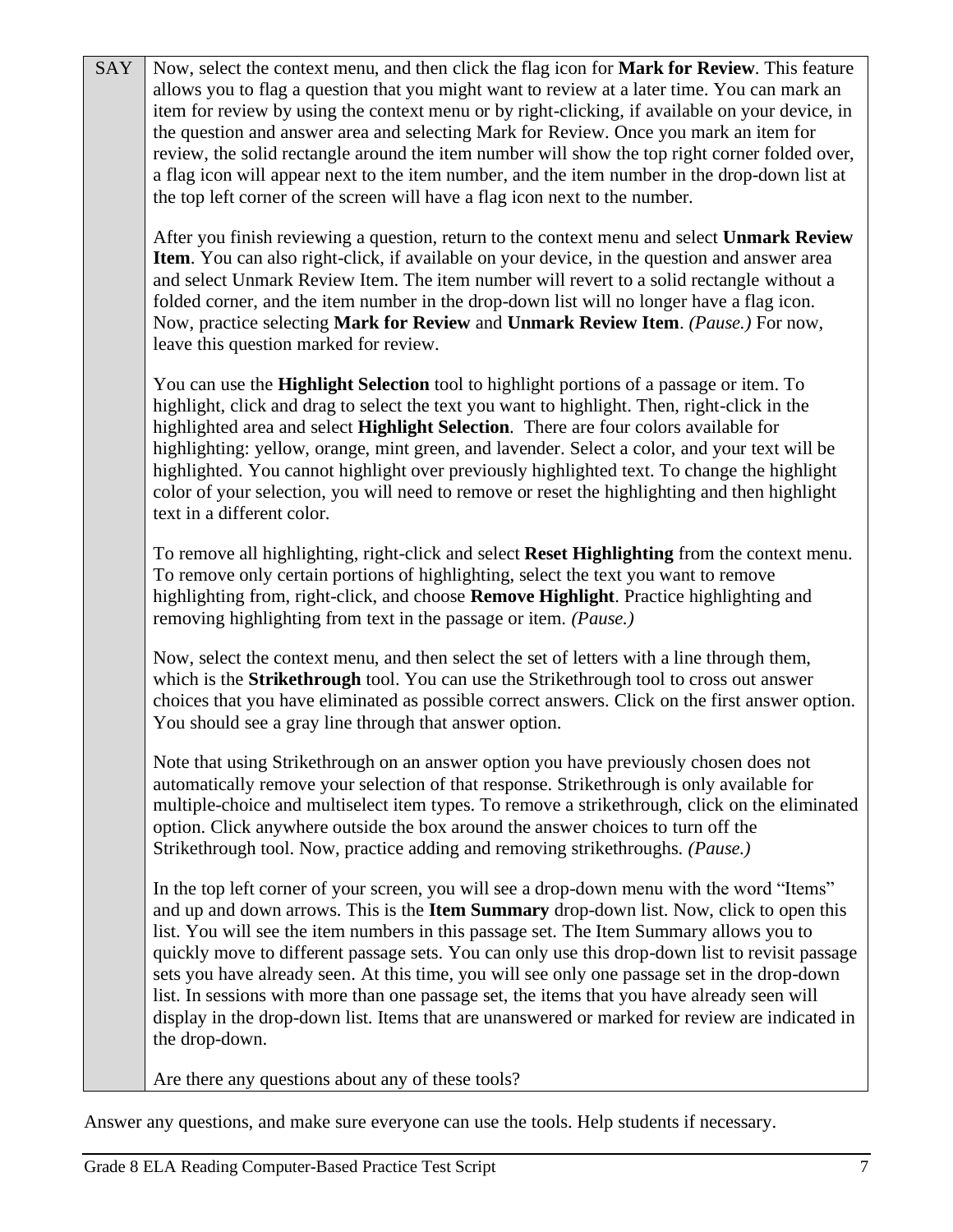| SAY | Now, select the context menu, and then click the flag icon for **Mark for Review**. This feature allows you to flag a question that you might want to review at a later time. You can mark an item for review by using the context menu or by right-clicking, if available on your device, in the question and answer area and selecting Mark for Review. Once you mark an item for review, the solid rectangle around the item number will show the top right corner folded over, a flag icon will appear next to the item number, and the item number in the drop-down list at the top left corner of the screen will have a flag icon next to the number.<br><br>After you finish reviewing a question, return to the context menu and select **Unmark Review Item**. You can also right-click, if available on your device, in the question and answer area and select Unmark Review Item. The item number will revert to a solid rectangle without a folded corner, and the item number in the drop-down list will no longer have a flag icon. Now, practice selecting **Mark for Review** and **Unmark Review Item**. *(Pause.)* For now, leave this question marked for review.<br><br>You can use the **Highlight Selection** tool to highlight portions of a passage or item. To highlight, click and drag to select the text you want to highlight. Then, right-click in the highlighted area and select **Highlight Selection**. There are four colors available for highlighting: yellow, orange, mint green, and lavender. Select a color, and your text will be highlighted. You cannot highlight over previously highlighted text. To change the highlight color of your selection, you will need to remove or reset the highlighting and then highlight text in a different color.<br><br>To remove all highlighting, right-click and select **Reset Highlighting** from the context menu. To remove only certain portions of highlighting, select the text you want to remove highlighting from, right-click, and choose **Remove Highlight**. Practice highlighting and removing highlighting from text in the passage or item. *(Pause.)*<br><br>Now, select the context menu, and then select the set of letters with a line through them, which is the **Strikethrough** tool. You can use the Strikethrough tool to cross out answer choices that you have eliminated as possible correct answers. Click on the first answer option. You should see a gray line through that answer option.<br><br>Note that using Strikethrough on an answer option you have previously chosen does not automatically remove your selection of that response. Strikethrough is only available for multiple-choice and multiselect item types. To remove a strikethrough, click on the eliminated option. Click anywhere outside the box around the answer choices to turn off the Strikethrough tool. Now, practice adding and removing strikethroughs. *(Pause.)*<br><br>In the top left corner of your screen, you will see a drop-down menu with the word "Items" and up and down arrows. This is the **Item Summary** drop-down list. Now, click to open this list. You will see the item numbers in this passage set. The Item Summary allows you to quickly move to different passage sets. You can only use this drop-down list to revisit passage sets you have already seen. At this time, you will see only one passage set in the drop-down list. In sessions with more than one passage set, the items that you have already seen will display in the drop-down list. Items that are unanswered or marked for review are indicated in the drop-down.<br><br>Are there any questions about any of these tools? |
|---|---|

Answer any questions, and make sure everyone can use the tools. Help students if necessary.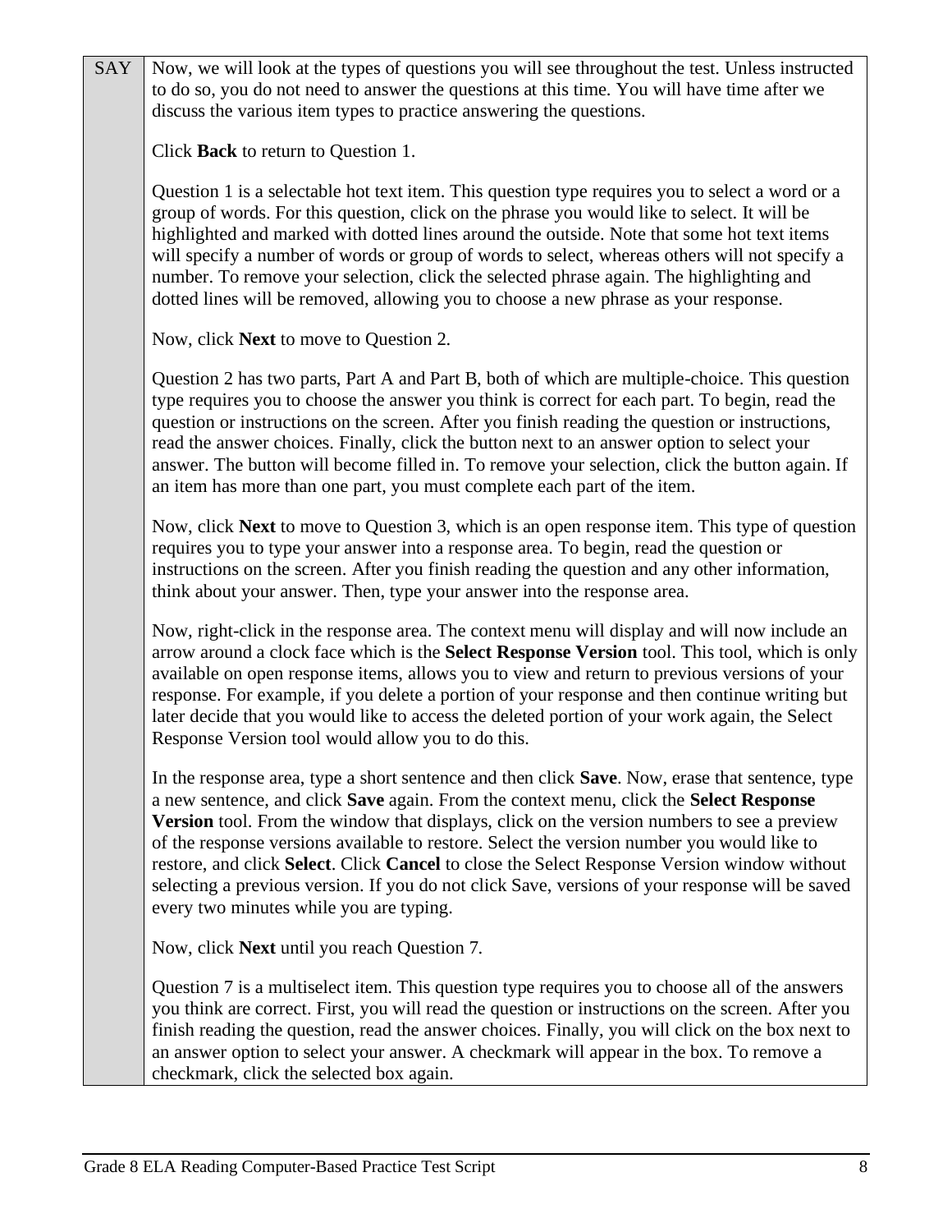| SAY | Now, we will look at the types of questions you will see throughout the test. Unless instructed to do so, you do not need to answer the questions at this time. You will have time after we discuss the various item types to practice answering the questions.<br><br>Click **Back** to return to Question 1.<br><br>Question 1 is a selectable hot text item. This question type requires you to select a word or a group of words. For this question, click on the phrase you would like to select. It will be highlighted and marked with dotted lines around the outside. Note that some hot text items will specify a number of words or group of words to select, whereas others will not specify a number. To remove your selection, click the selected phrase again. The highlighting and dotted lines will be removed, allowing you to choose a new phrase as your response.<br><br>Now, click **Next** to move to Question 2.<br><br>Question 2 has two parts, Part A and Part B, both of which are multiple-choice. This question type requires you to choose the answer you think is correct for each part. To begin, read the question or instructions on the screen. After you finish reading the question or instructions, read the answer choices. Finally, click the button next to an answer option to select your answer. The button will become filled in. To remove your selection, click the button again. If an item has more than one part, you must complete each part of the item.<br><br>Now, click **Next** to move to Question 3, which is an open response item. This type of question requires you to type your answer into a response area. To begin, read the question or instructions on the screen. After you finish reading the question and any other information, think about your answer. Then, type your answer into the response area.<br><br>Now, right-click in the response area. The context menu will display and will now include an arrow around a clock face which is the **Select Response Version** tool. This tool, which is only available on open response items, allows you to view and return to previous versions of your response. For example, if you delete a portion of your response and then continue writing but later decide that you would like to access the deleted portion of your work again, the Select Response Version tool would allow you to do this.<br><br>In the response area, type a short sentence and then click **Save**. Now, erase that sentence, type a new sentence, and click **Save** again. From the context menu, click the **Select Response Version** tool. From the window that displays, click on the version numbers to see a preview of the response versions available to restore. Select the version number you would like to restore, and click **Select**. Click **Cancel** to close the Select Response Version window without selecting a previous version. If you do not click Save, versions of your response will be saved every two minutes while you are typing.<br><br>Now, click **Next** until you reach Question 7.<br><br>Question 7 is a multiselect item. This question type requires you to choose all of the answers you think are correct. First, you will read the question or instructions on the screen. After you finish reading the question, read the answer choices. Finally, you will click on the box next to an answer option to select your answer. A checkmark will appear in the box. To remove a checkmark, click the selected box again. |
|---|---|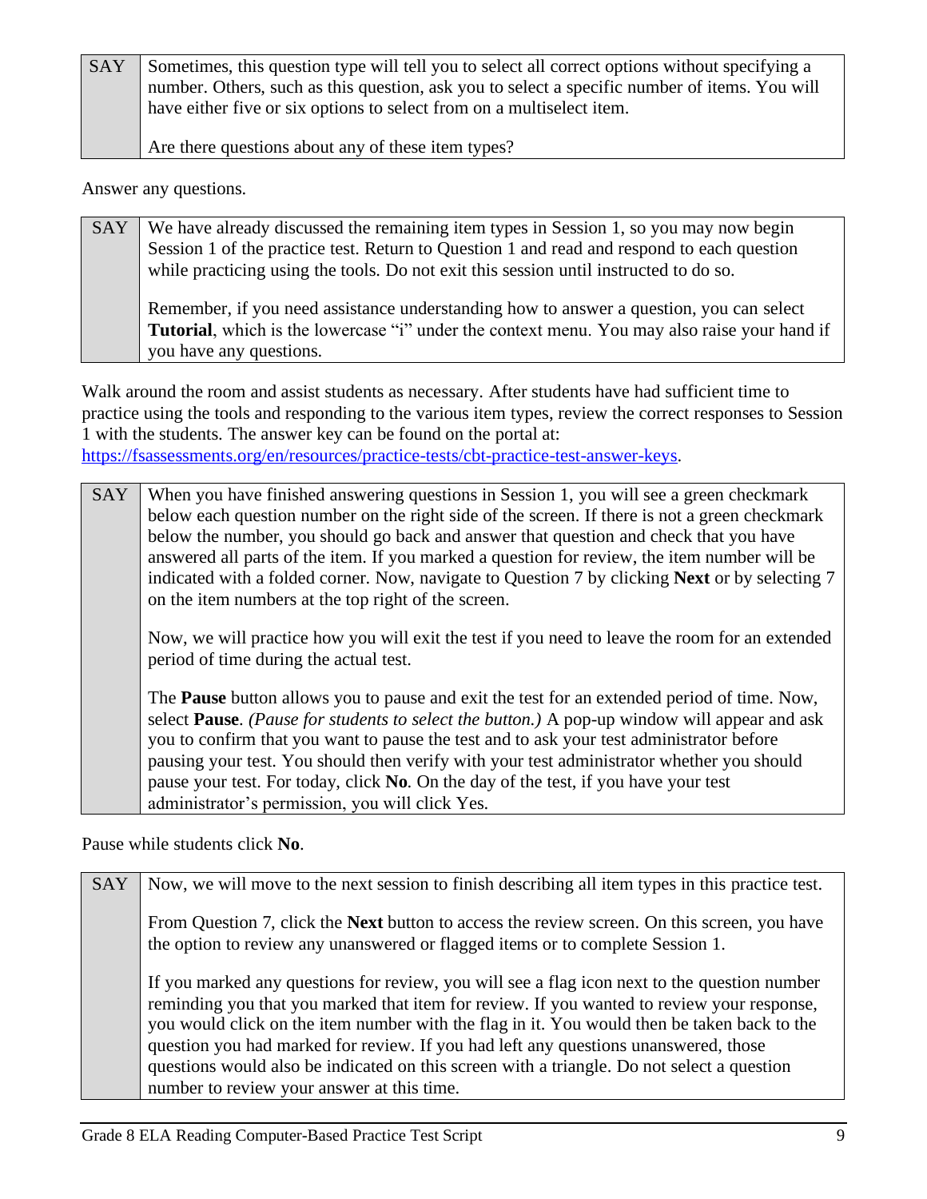| SAY | Sometimes, this question type will tell you to select all correct options without specifying a number. Others, such as this question, ask you to select a specific number of items. You will have either five or six options to select from on a multiselect item.<br><br>Are there questions about any of these item types? |
|---|---|

Answer any questions.

| SAY | We have already discussed the remaining item types in Session 1, so you may now begin Session 1 of the practice test. Return to Question 1 and read and respond to each question while practicing using the tools. Do not exit this session until instructed to do so.<br><br>Remember, if you need assistance understanding how to answer a question, you can select **Tutorial**, which is the lowercase "i" under the context menu. You may also raise your hand if you have any questions. |
|---|---|

Walk around the room and assist students as necessary. After students have had sufficient time to practice using the tools and responding to the various item types, review the correct responses to Session 1 with the students. The answer key can be found on the portal at: https://fsassessments.org/en/resources/practice-tests/cbt-practice-test-answer-keys.

| SAY | When you have finished answering questions in Session 1, you will see a green checkmark below each question number on the right side of the screen. If there is not a green checkmark below the number, you should go back and answer that question and check that you have answered all parts of the item. If you marked a question for review, the item number will be indicated with a folded corner. Now, navigate to Question 7 by clicking **Next** or by selecting 7 on the item numbers at the top right of the screen.<br><br>Now, we will practice how you will exit the test if you need to leave the room for an extended period of time during the actual test.<br><br>The **Pause** button allows you to pause and exit the test for an extended period of time. Now, select **Pause**. *(Pause for students to select the button.)* A pop-up window will appear and ask you to confirm that you want to pause the test and to ask your test administrator before pausing your test. You should then verify with your test administrator whether you should pause your test. For today, click **No**. On the day of the test, if you have your test administrator's permission, you will click Yes. |
|---|---|

Pause while students click **No**.

| SAY | Now, we will move to the next session to finish describing all item types in this practice test.<br><br>From Question 7, click the **Next** button to access the review screen. On this screen, you have the option to review any unanswered or flagged items or to complete Session 1.<br><br>If you marked any questions for review, you will see a flag icon next to the question number reminding you that you marked that item for review. If you wanted to review your response, you would click on the item number with the flag in it. You would then be taken back to the question you had marked for review. If you had left any questions unanswered, those questions would also be indicated on this screen with a triangle. Do not select a question number to review your answer at this time. |
|---|---|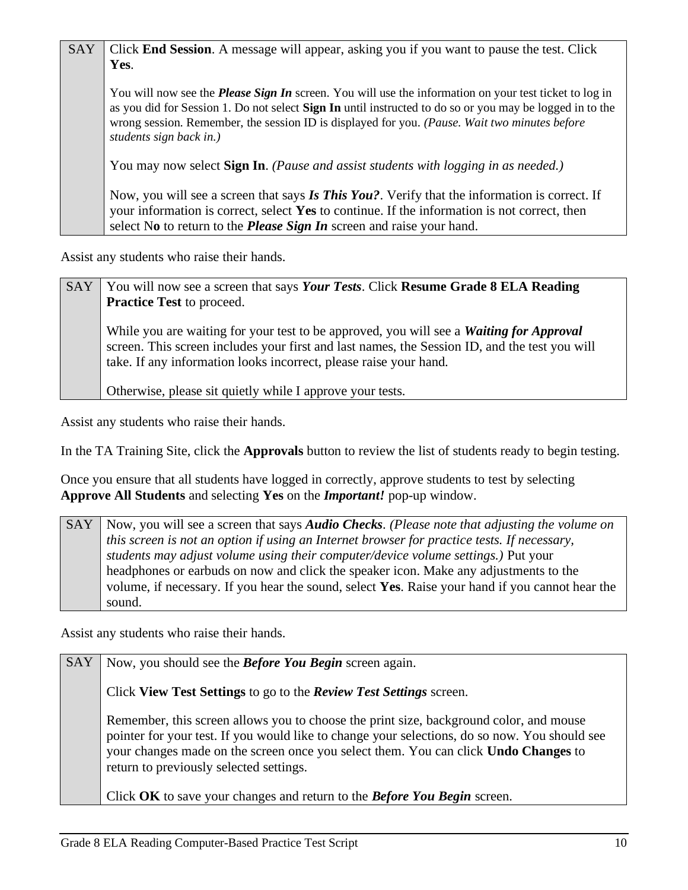| SAY | Click **End Session**. A message will appear, asking you if you want to pause the test. Click **Yes**.<br><br>You will now see the ***Please Sign In*** screen. You will use the information on your test ticket to log in as you did for Session 1. Do not select **Sign In** until instructed to do so or you may be logged in to the wrong session. Remember, the session ID is displayed for you. *(Pause. Wait two minutes before students sign back in.)*<br><br>You may now select **Sign In**. *(Pause and assist students with logging in as needed.)*<br><br>Now, you will see a screen that says ***Is This You?***. Verify that the information is correct. If your information is correct, select **Yes** to continue. If the information is not correct, then select N**o** to return to the ***Please Sign In*** screen and raise your hand. |
|---|---|

Assist any students who raise their hands.

| SAY | You will now see a screen that says ***Your Tests***. Click **Resume Grade 8 ELA Reading Practice Test** to proceed.<br><br>While you are waiting for your test to be approved, you will see a ***Waiting for Approval*** screen. This screen includes your first and last names, the Session ID, and the test you will take. If any information looks incorrect, please raise your hand.<br><br>Otherwise, please sit quietly while I approve your tests. |
|---|---|

Assist any students who raise their hands.

In the TA Training Site, click the **Approvals** button to review the list of students ready to begin testing.

Once you ensure that all students have logged in correctly, approve students to test by selecting **Approve All Students** and selecting **Yes** on the ***Important!*** pop-up window.

| SAY | Now, you will see a screen that says ***Audio Checks***. *(Please note that adjusting the volume on this screen is not an option if using an Internet browser for practice tests. If necessary, students may adjust volume using their computer/device volume settings.)* Put your headphones or earbuds on now and click the speaker icon. Make any adjustments to the volume, if necessary. If you hear the sound, select **Yes**. Raise your hand if you cannot hear the sound. |
|---|---|

Assist any students who raise their hands.

| SAY | Now, you should see the ***Before You Begin*** screen again.<br><br>Click **View Test Settings** to go to the ***Review Test Settings*** screen.<br><br>Remember, this screen allows you to choose the print size, background color, and mouse pointer for your test. If you would like to change your selections, do so now. You should see your changes made on the screen once you select them. You can click **Undo Changes** to return to previously selected settings.<br><br>Click **OK** to save your changes and return to the ***Before You Begin*** screen. |
|---|---|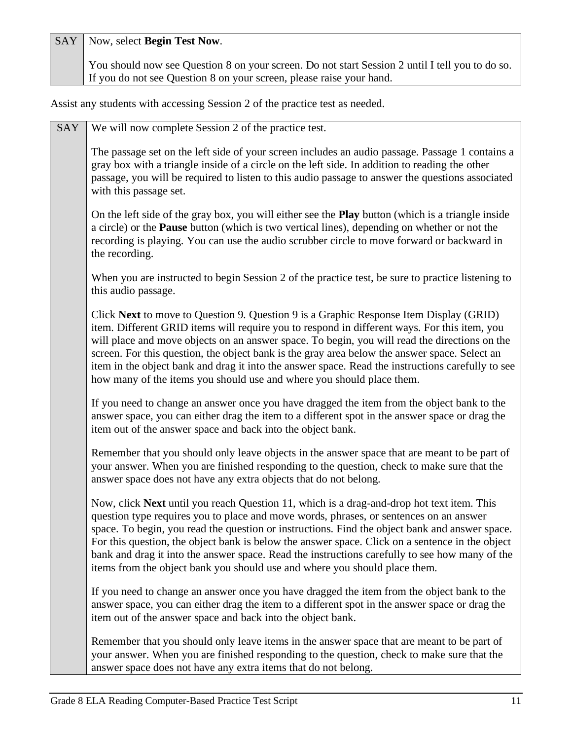| SAY | Now, select **Begin Test Now**.<br><br>You should now see Question 8 on your screen. Do not start Session 2 until I tell you to do so. If you do not see Question 8 on your screen, please raise your hand. |
|---|---|

Assist any students with accessing Session 2 of the practice test as needed.

| SAY | We will now complete Session 2 of the practice test.<br><br>The passage set on the left side of your screen includes an audio passage. Passage 1 contains a gray box with a triangle inside of a circle on the left side. In addition to reading the other passage, you will be required to listen to this audio passage to answer the questions associated with this passage set.<br><br>On the left side of the gray box, you will either see the **Play** button (which is a triangle inside a circle) or the **Pause** button (which is two vertical lines), depending on whether or not the recording is playing. You can use the audio scrubber circle to move forward or backward in the recording.<br><br>When you are instructed to begin Session 2 of the practice test, be sure to practice listening to this audio passage.<br><br>Click **Next** to move to Question 9. Question 9 is a Graphic Response Item Display (GRID) item. Different GRID items will require you to respond in different ways. For this item, you will place and move objects on an answer space. To begin, you will read the directions on the screen. For this question, the object bank is the gray area below the answer space. Select an item in the object bank and drag it into the answer space. Read the instructions carefully to see how many of the items you should use and where you should place them.<br><br>If you need to change an answer once you have dragged the item from the object bank to the answer space, you can either drag the item to a different spot in the answer space or drag the item out of the answer space and back into the object bank.<br><br>Remember that you should only leave objects in the answer space that are meant to be part of your answer. When you are finished responding to the question, check to make sure that the answer space does not have any extra objects that do not belong.<br><br>Now, click **Next** until you reach Question 11, which is a drag-and-drop hot text item. This question type requires you to place and move words, phrases, or sentences on an answer space. To begin, you read the question or instructions. Find the object bank and answer space. For this question, the object bank is below the answer space. Click on a sentence in the object bank and drag it into the answer space. Read the instructions carefully to see how many of the items from the object bank you should use and where you should place them.<br><br>If you need to change an answer once you have dragged the item from the object bank to the answer space, you can either drag the item to a different spot in the answer space or drag the item out of the answer space and back into the object bank.<br><br>Remember that you should only leave items in the answer space that are meant to be part of your answer. When you are finished responding to the question, check to make sure that the answer space does not have any extra items that do not belong. |
|---|---|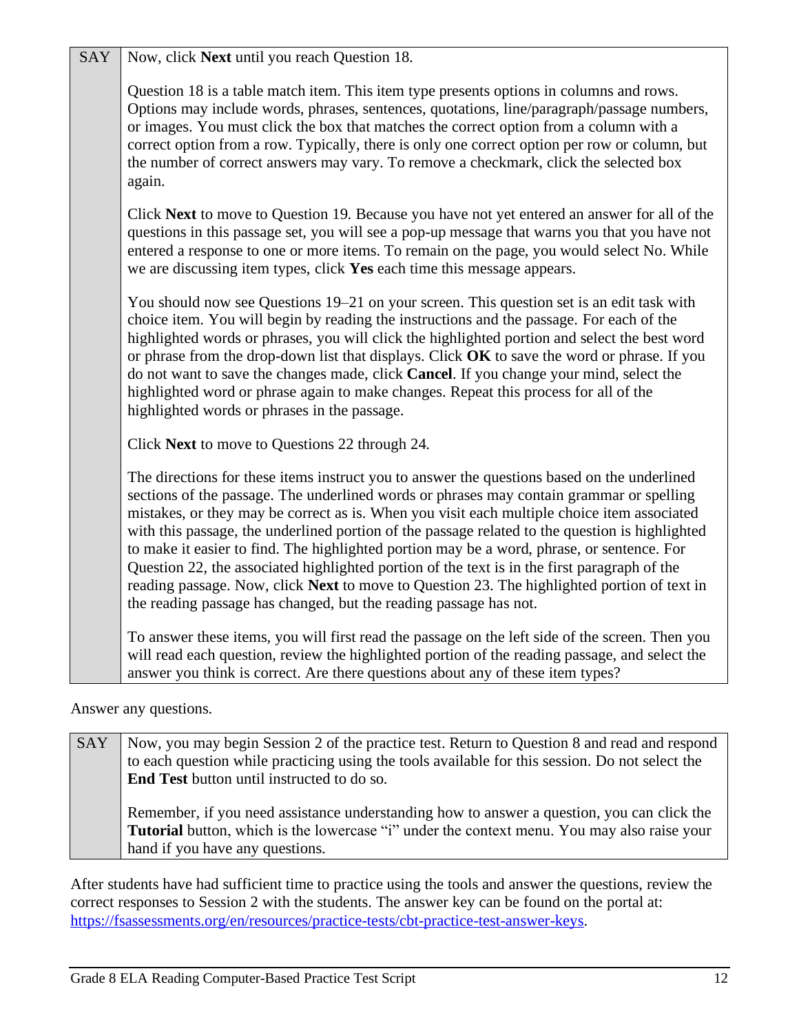| SAY | Now, click **Next** until you reach Question 18.<br><br>Question 18 is a table match item. This item type presents options in columns and rows. Options may include words, phrases, sentences, quotations, line/paragraph/passage numbers, or images. You must click the box that matches the correct option from a column with a correct option from a row. Typically, there is only one correct option per row or column, but the number of correct answers may vary. To remove a checkmark, click the selected box again.<br><br>Click **Next** to move to Question 19. Because you have not yet entered an answer for all of the questions in this passage set, you will see a pop-up message that warns you that you have not entered a response to one or more items. To remain on the page, you would select No. While we are discussing item types, click **Yes** each time this message appears.<br><br>You should now see Questions 19–21 on your screen. This question set is an edit task with choice item. You will begin by reading the instructions and the passage. For each of the highlighted words or phrases, you will click the highlighted portion and select the best word or phrase from the drop-down list that displays. Click **OK** to save the word or phrase. If you do not want to save the changes made, click **Cancel**. If you change your mind, select the highlighted word or phrase again to make changes. Repeat this process for all of the highlighted words or phrases in the passage.<br><br>Click **Next** to move to Questions 22 through 24.<br><br>The directions for these items instruct you to answer the questions based on the underlined sections of the passage. The underlined words or phrases may contain grammar or spelling mistakes, or they may be correct as is. When you visit each multiple choice item associated with this passage, the underlined portion of the passage related to the question is highlighted to make it easier to find. The highlighted portion may be a word, phrase, or sentence. For Question 22, the associated highlighted portion of the text is in the first paragraph of the reading passage. Now, click **Next** to move to Question 23. The highlighted portion of text in the reading passage has changed, but the reading passage has not.<br><br>To answer these items, you will first read the passage on the left side of the screen. Then you will read each question, review the highlighted portion of the reading passage, and select the answer you think is correct. Are there questions about any of these item types? |
|---|---|

Answer any questions.

| SAY | Now, you may begin Session 2 of the practice test. Return to Question 8 and read and respond to each question while practicing using the tools available for this session. Do not select the **End Test** button until instructed to do so.<br><br>Remember, if you need assistance understanding how to answer a question, you can click the **Tutorial** button, which is the lowercase "i" under the context menu. You also raise your hand if you have any questions. |
|---|---|

After students have had sufficient time to practice using the tools and answer the questions, review the correct responses to Session 2 with the students. The answer key can be found on the portal at: https://fsassessments.org/en/resources/practice-tests/cbt-practice-test-answer-keys.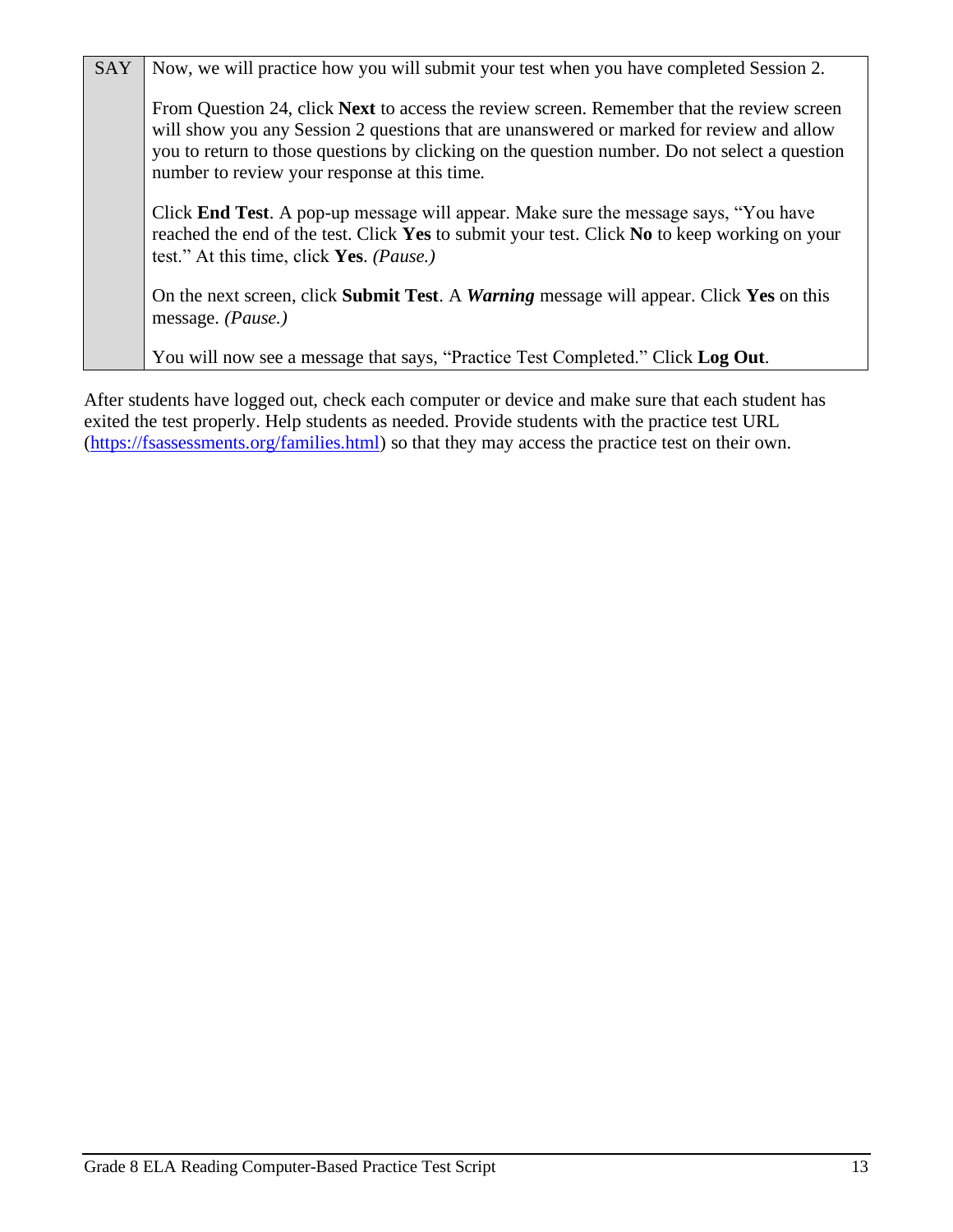| | |
|---|---|
| SAY | Now, we will practice how you will submit your test when you have completed Session 2.<br><br>From Question 24, click **Next** to access the review screen. Remember that the review screen will show you any Session 2 questions that are unanswered or marked for review and allow you to return to those questions by clicking on the question number. Do not select a question number to review your response at this time.<br><br>Click **End Test**. A pop-up message will appear. Make sure the message says, "You have reached the end of the test. Click **Yes** to submit your test. Click **No** to keep working on your test." At this time, click **Yes**. *(Pause.)*<br><br>On the next screen, click **Submit Test**. A ***Warning*** message will appear. Click **Yes** on this message. *(Pause.)*<br><br>You will now see a message that says, "Practice Test Completed." Click **Log Out**. |

After students have logged out, check each computer or device and make sure that each student has exited the test properly. Help students as needed. Provide students with the practice test URL (https://fsassessments.org/families.html) so that they may access the practice test on their own.